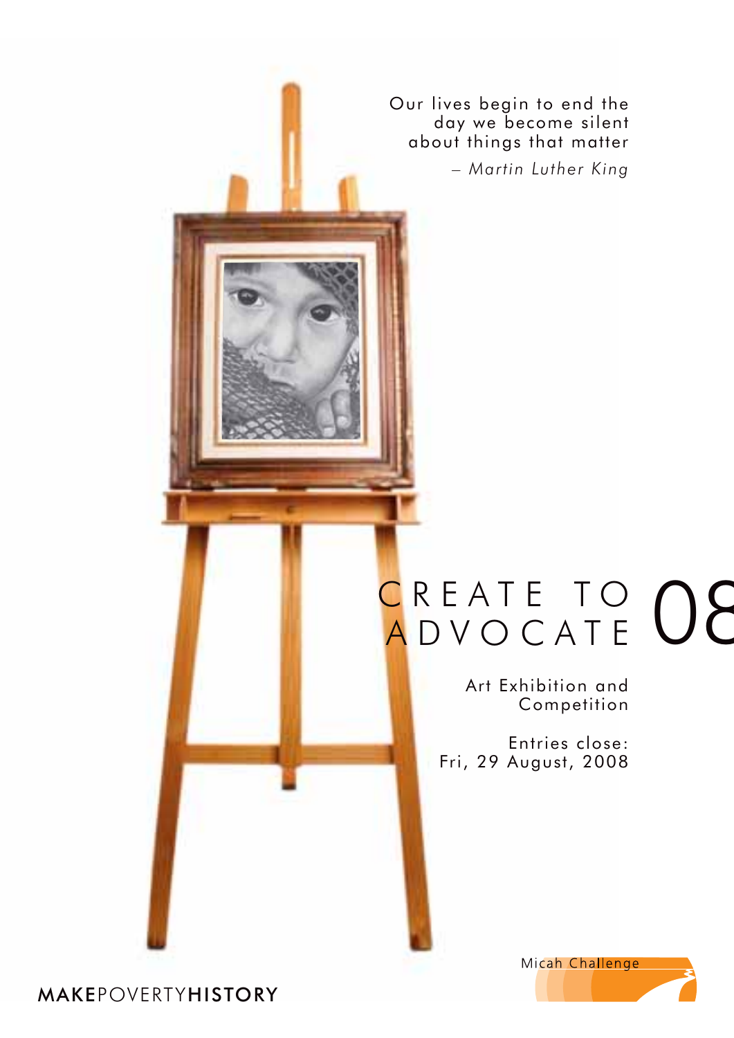Our lives begin to end the day we become silent about things that matter

*– Martin Luther King*

# CREATE TO ADVOCATE 08

Art Exhibition and Competition

Entries close:
Fri, 29 August, 2008

Micah Challenge

**MAKE**POVERTY**HISTORY**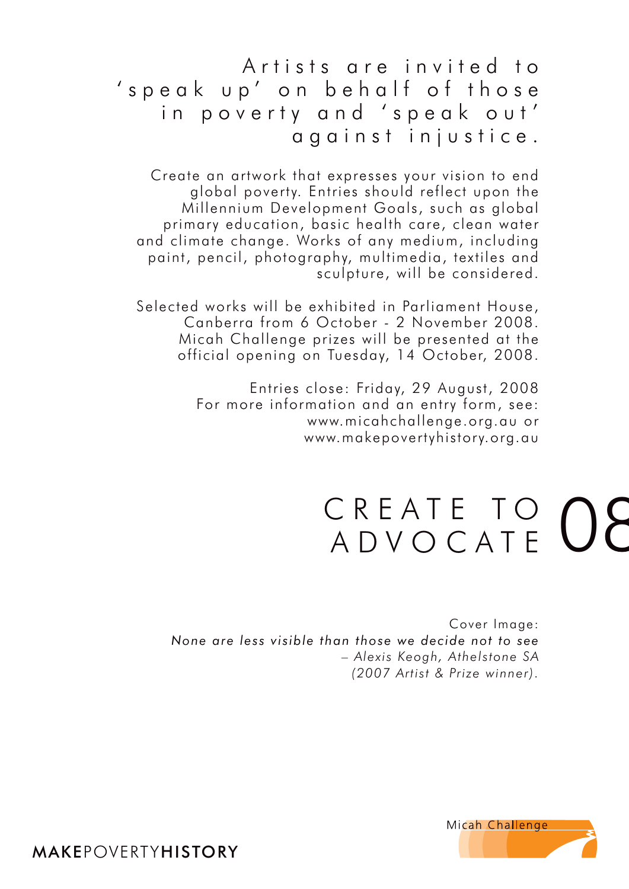# Artists are invited to 'speak up' on behalf of those in poverty and 'speak out' against injustice.

Create an artwork that expresses your vision to end global poverty. Entries should reflect upon the Millennium Development Goals, such as global primary education, basic health care, clean water and climate change. Works of any medium, including paint, pencil, photography, multimedia, textiles and sculpture, will be considered.

Selected works will be exhibited in Parliament House, Canberra from 6 October - 2 November 2008. Micah Challenge prizes will be presented at the official opening on Tuesday, 14 October, 2008.

Entries close: Friday, 29 August, 2008
For more information and an entry form, see:
www.micahchallenge.org.au or
www.makepovertyhistory.org.au

## CREATE TO ADVOCATE 08

Cover Image:
*None are less visible than those we decide not to see*
*– Alexis Keogh, Athelstone SA*
*(2007 Artist & Prize winner).*

Micah Challenge

**MAKE**POVERTY**HISTORY**